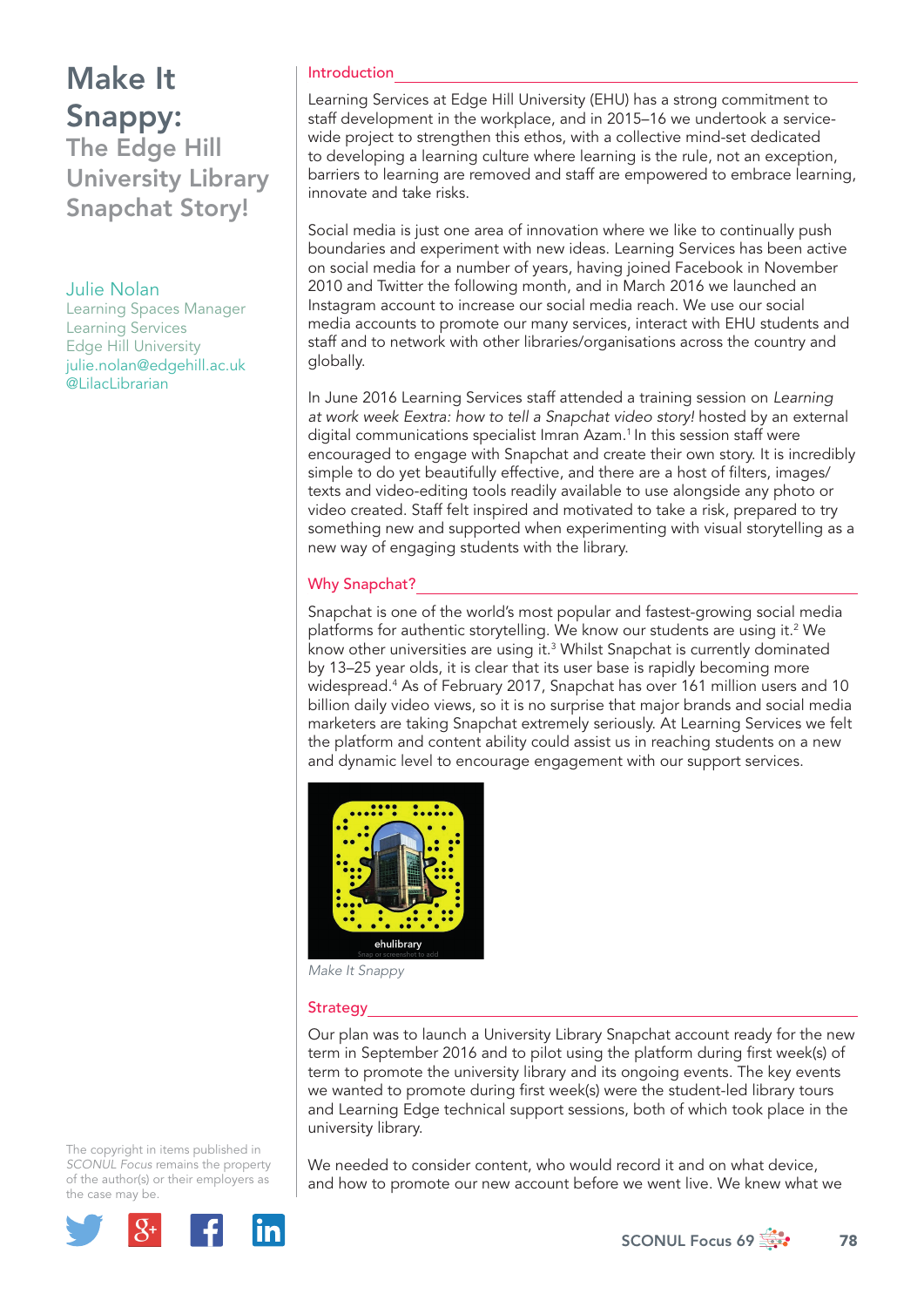# Make It Snappy: The Edge Hill University Library Snapchat Story!

Julie Nolan
Learning Spaces Manager
Learning Services
Edge Hill University
julie.nolan@edgehill.ac.uk
@LilacLibrarian

## Introduction

Learning Services at Edge Hill University (EHU) has a strong commitment to staff development in the workplace, and in 2015–16 we undertook a service-wide project to strengthen this ethos, with a collective mind-set dedicated to developing a learning culture where learning is the rule, not an exception, barriers to learning are removed and staff are empowered to embrace learning, innovate and take risks.

Social media is just one area of innovation where we like to continually push boundaries and experiment with new ideas. Learning Services has been active on social media for a number of years, having joined Facebook in November 2010 and Twitter the following month, and in March 2016 we launched an Instagram account to increase our social media reach. We use our social media accounts to promote our many services, interact with EHU students and staff and to network with other libraries/organisations across the country and globally.

In June 2016 Learning Services staff attended a training session on *Learning at work week Eextra: how to tell a Snapchat video story!* hosted by an external digital communications specialist Imran Azam.[1] In this session staff were encouraged to engage with Snapchat and create their own story. It is incredibly simple to do yet beautifully effective, and there are a host of filters, images/texts and video-editing tools readily available to use alongside any photo or video created. Staff felt inspired and motivated to take a risk, prepared to try something new and supported when experimenting with visual storytelling as a new way of engaging students with the library.

## Why Snapchat?

Snapchat is one of the world's most popular and fastest-growing social media platforms for authentic storytelling. We know our students are using it.[2] We know other universities are using it.[3] Whilst Snapchat is currently dominated by 13–25 year olds, it is clear that its user base is rapidly becoming more widespread.[4] As of February 2017, Snapchat has over 161 million users and 10 billion daily video views, so it is no surprise that major brands and social media marketers are taking Snapchat extremely seriously. At Learning Services we felt the platform and content ability could assist us in reaching students on a new and dynamic level to encourage engagement with our support services.

*Make It Snappy*

## Strategy

Our plan was to launch a University Library Snapchat account ready for the new term in September 2016 and to pilot using the platform during first week(s) of term to promote the university library and its ongoing events. The key events we wanted to promote during first week(s) were the student-led library tours and Learning Edge technical support sessions, both of which took place in the university library.

We needed to consider content, who would record it and on what device, and how to promote our new account before we went live. We knew what we

The copyright in items published in *SCONUL Focus* remains the property of the author(s) or their employers as the case may be.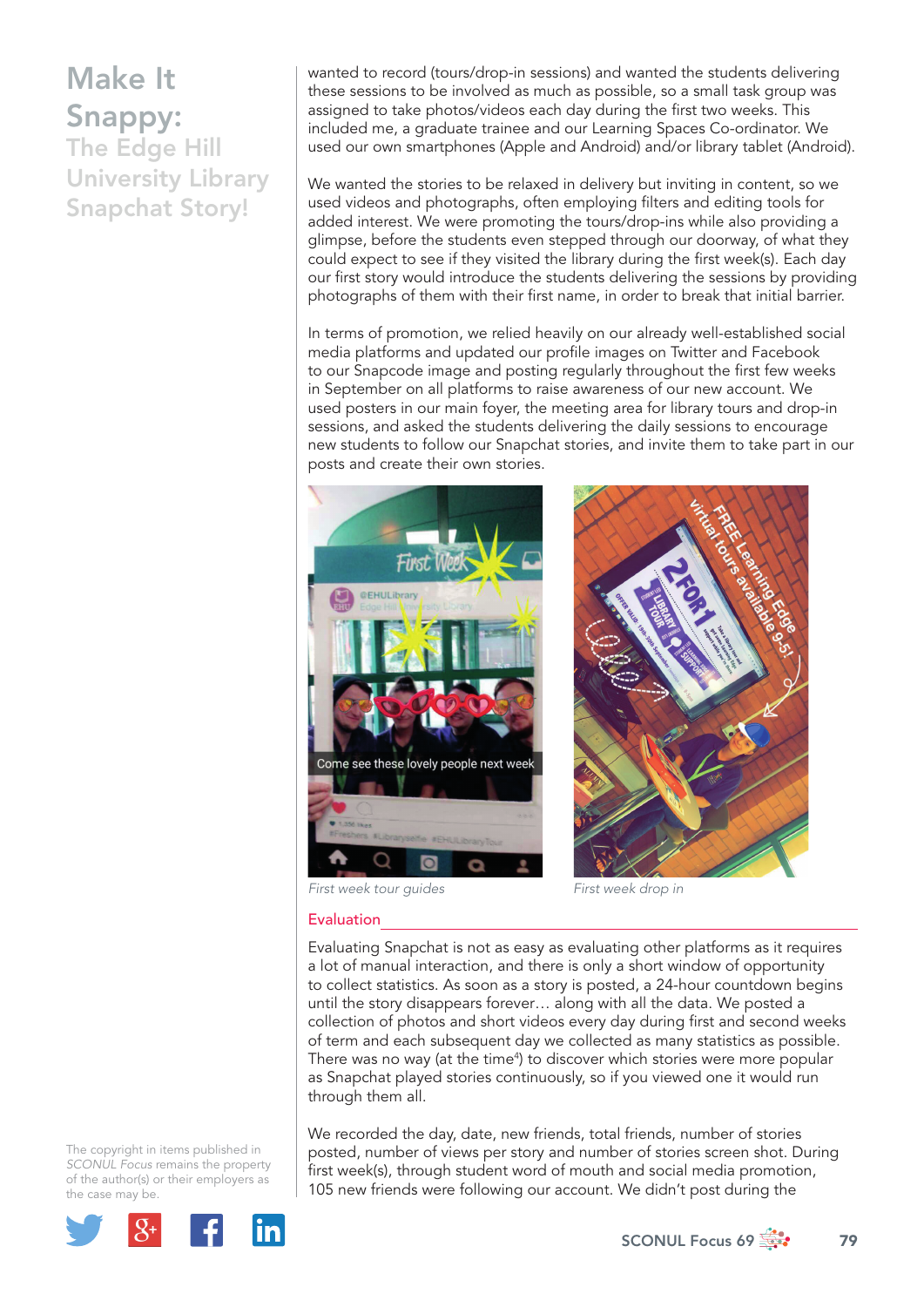# Make It Snappy:

## The Edge Hill University Library Snapchat Story!

wanted to record (tours/drop-in sessions) and wanted the students delivering these sessions to be involved as much as possible, so a small task group was assigned to take photos/videos each day during the first two weeks. This included me, a graduate trainee and our Learning Spaces Co-ordinator. We used our own smartphones (Apple and Android) and/or library tablet (Android).

We wanted the stories to be relaxed in delivery but inviting in content, so we used videos and photographs, often employing filters and editing tools for added interest. We were promoting the tours/drop-ins while also providing a glimpse, before the students even stepped through our doorway, of what they could expect to see if they visited the library during the first week(s). Each day our first story would introduce the students delivering the sessions by providing photographs of them with their first name, in order to break that initial barrier.

In terms of promotion, we relied heavily on our already well-established social media platforms and updated our profile images on Twitter and Facebook to our Snapcode image and posting regularly throughout the first few weeks in September on all platforms to raise awareness of our new account. We used posters in our main foyer, the meeting area for library tours and drop-in sessions, and asked the students delivering the daily sessions to encourage new students to follow our Snapchat stories, and invite them to take part in our posts and create their own stories.

*First week tour guides*

*First week drop in*

### Evaluation

Evaluating Snapchat is not as easy as evaluating other platforms as it requires a lot of manual interaction, and there is only a short window of opportunity to collect statistics. As soon as a story is posted, a 24-hour countdown begins until the story disappears forever… along with all the data. We posted a collection of photos and short videos every day during first and second weeks of term and each subsequent day we collected as many statistics as possible. There was no way (at the time[4]) to discover which stories were more popular as Snapchat played stories continuously, so if you viewed one it would run through them all.

We recorded the day, date, new friends, total friends, number of stories posted, number of views per story and number of stories screen shot. During first week(s), through student word of mouth and social media promotion, 105 new friends were following our account. We didn't post during the

The copyright in items published in *SCONUL Focus* remains the property of the author(s) or their employers as the case may be.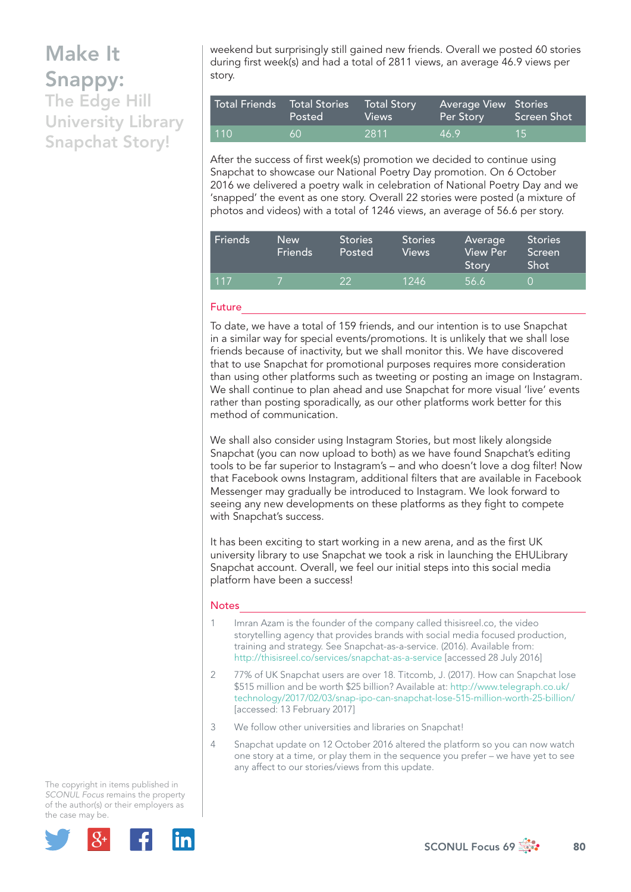# Make It Snappy: The Edge Hill University Library Snapchat Story!

weekend but surprisingly still gained new friends. Overall we posted 60 stories during first week(s) and had a total of 2811 views, an average 46.9 views per story.

| Total Friends | Total Stories Posted | Total Story Views | Average View Per Story | Stories Screen Shot |
|---|---|---|---|---|
| 110 | 60 | 2811 | 46.9 | 15 |

After the success of first week(s) promotion we decided to continue using Snapchat to showcase our National Poetry Day promotion. On 6 October 2016 we delivered a poetry walk in celebration of National Poetry Day and we 'snapped' the event as one story. Overall 22 stories were posted (a mixture of photos and videos) with a total of 1246 views, an average of 56.6 per story.

| Friends | New Friends | Stories Posted | Stories Views | Average View Per Story | Stories Screen Shot |
|---|---|---|---|---|---|
| 117 | 7 | 22 | 1246 | 56.6 | 0 |

## Future

To date, we have a total of 159 friends, and our intention is to use Snapchat in a similar way for special events/promotions. It is unlikely that we shall lose friends because of inactivity, but we shall monitor this. We have discovered that to use Snapchat for promotional purposes requires more consideration than using other platforms such as tweeting or posting an image on Instagram. We shall continue to plan ahead and use Snapchat for more visual 'live' events rather than posting sporadically, as our other platforms work better for this method of communication.

We shall also consider using Instagram Stories, but most likely alongside Snapchat (you can now upload to both) as we have found Snapchat's editing tools to be far superior to Instagram's – and who doesn't love a dog filter! Now that Facebook owns Instagram, additional filters that are available in Facebook Messenger may gradually be introduced to Instagram. We look forward to seeing any new developments on these platforms as they fight to compete with Snapchat's success.

It has been exciting to start working in a new arena, and as the first UK university library to use Snapchat we took a risk in launching the EHULibrary Snapchat account. Overall, we feel our initial steps into this social media platform have been a success!

## Notes

1. Imran Azam is the founder of the company called thisisreel.co, the video storytelling agency that provides brands with social media focused production, training and strategy. See Snapchat-as-a-service. (2016). Available from: http://thisisreel.co/services/snapchat-as-a-service [accessed 28 July 2016]
2. 77% of UK Snapchat users are over 18. Titcomb, J. (2017). How can Snapchat lose $515 million and be worth $25 billion? Available at: http://www.telegraph.co.uk/technology/2017/02/03/snap-ipo-can-snapchat-lose-515-million-worth-25-billion/ [accessed: 13 February 2017]
3. We follow other universities and libraries on Snapchat!
4. Snapchat update on 12 October 2016 altered the platform so you can now watch one story at a time, or play them in the sequence you prefer – we have yet to see any affect to our stories/views from this update.

The copyright in items published in *SCONUL Focus* remains the property of the author(s) or their employers as the case may be.